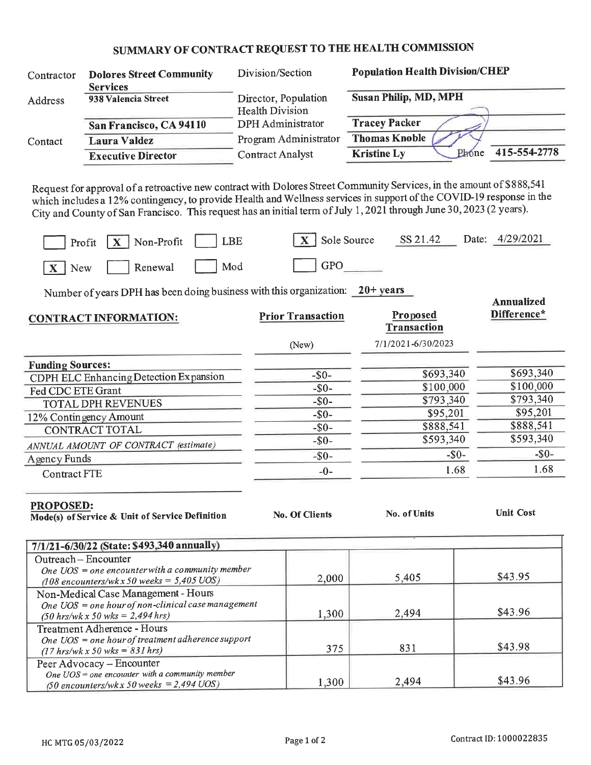## SUMMARY OF CONTRACT REQUEST TO THE HEALTH COMMISSION

| | | | |
|---|---|---|---|
| Contractor | **Dolores Street Community Services** | Division/Section | **Population Health Division/CHEP** |
| Address | **938 Valencia Street** | Director, Population Health Division | **Susan Philip, MD, MPH** |
| | **San Francisco, CA 94110** | DPH Administrator | **Tracey Packer** |
| Contact | **Laura Valdez** | Program Administrator | **Thomas Knoble** |
| | **Executive Director** | Contract Analyst | **Kristine Ly** Phone **415-554-2778** |

Request for approval of a retroactive new contract with Dolores Street Community Services, in the amount of $888,541 which includes a 12% contingency, to provide Health and Wellness services in support of the COVID-19 response in the City and County of San Francisco. This request has an initial term of July 1, 2021 through June 30, 2023 (2 years).

[ ] Profit [X] Non-Profit [ ] LBE [X] Sole Source SS 21.42 Date: 4/29/2021

[X] New [ ] Renewal [ ] Mod [ ] GPO

Number of years DPH has been doing business with this organization: **20+ years**

| **CONTRACT INFORMATION:** | **Prior Transaction** | **Proposed Transaction** | **Annualized Difference*** |
|---|---|---|---|
| | (New) | 7/1/2021-6/30/2023 | |
| **Funding Sources:** | | | |
| CDPH ELC Enhancing Detection Expansion | -$0- | $693,340 | $693,340 |
| Fed CDC ETE Grant | -$0- | $100,000 | $100,000 |
| TOTAL DPH REVENUES | -$0- | $793,340 | $793,340 |
| 12% Contingency Amount | -$0- | $95,201 | $95,201 |
| CONTRACT TOTAL | -$0- | $888,541 | $888,541 |
| *ANNUAL AMOUNT OF CONTRACT (estimate)* | -$0- | $593,340 | $593,340 |
| Agency Funds | -$0- | -$0- | -$0- |
| Contract FTE | -0- | 1.68 | 1.68 |

**PROPOSED:**

| **Mode(s) of Service & Unit of Service Definition** | **No. Of Clients** | **No. of Units** | **Unit Cost** |
|---|---|---|---|
| **7/1/21-6/30/22 (State: $493,340 annually)** | | | |
| Outreach – Encounter<br>*One UOS = one encounter with a community member (108 encounters/wk x 50 weeks = 5,405 UOS)* | 2,000 | 5,405 | $43.95 |
| Non-Medical Case Management - Hours<br>*One UOS = one hour of non-clinical case management (50 hrs/wk x 50 wks = 2,494 hrs)* | 1,300 | 2,494 | $43.96 |
| Treatment Adherence - Hours<br>*One UOS = one hour of treatment adherence support (17 hrs/wk x 50 wks = 831 hrs)* | 375 | 831 | $43.98 |
| Peer Advocacy – Encounter<br>*One UOS = one encounter with a community member (50 encounters/wk x 50 weeks = 2,494 UOS)* | 1,300 | 2,494 | $43.96 |

HC MTG 05/03/2022

Contract ID: 1000022835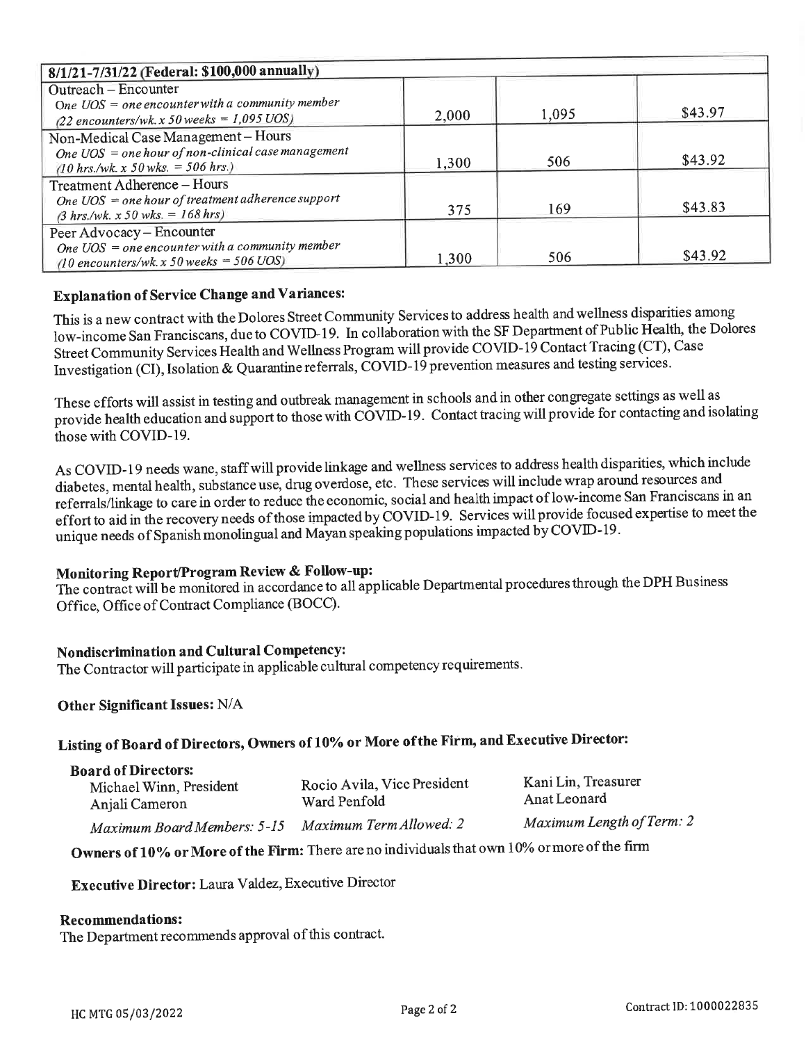| 8/1/21-7/31/22 (Federal: $100,000 annually) | | | |
|---|---|---|---|
| Outreach – Encounter<br>*One UOS = one encounter with a community member (22 encounters/wk. x 50 weeks = 1,095 UOS)* | 2,000 | 1,095 | $43.97 |
| Non-Medical Case Management – Hours<br>*One UOS = one hour of non-clinical case management (10 hrs./wk. x 50 wks. = 506 hrs.)* | 1,300 | 506 | $43.92 |
| Treatment Adherence – Hours<br>*One UOS = one hour of treatment adherence support (3 hrs./wk. x 50 wks. = 168 hrs)* | 375 | 169 | $43.83 |
| Peer Advocacy – Encounter<br>*One UOS = one encounter with a community member (10 encounters/wk. x 50 weeks = 506 UOS)* | 1,300 | 506 | $43.92 |

**Explanation of Service Change and Variances:**

This is a new contract with the Dolores Street Community Services to address health and wellness disparities among low-income San Franciscans, due to COVID-19. In collaboration with the SF Department of Public Health, the Dolores Street Community Services Health and Wellness Program will provide COVID-19 Contact Tracing (CT), Case Investigation (CI), Isolation & Quarantine referrals, COVID-19 prevention measures and testing services.

These efforts will assist in testing and outbreak management in schools and in other congregate settings as well as provide health education and support to those with COVID-19. Contact tracing will provide for contacting and isolating those with COVID-19.

As COVID-19 needs wane, staff will provide linkage and wellness services to address health disparities, which include diabetes, mental health, substance use, drug overdose, etc. These services will include wrap around resources and referrals/linkage to care in order to reduce the economic, social and health impact of low-income San Franciscans in an effort to aid in the recovery needs of those impacted by COVID-19. Services will provide focused expertise to meet the unique needs of Spanish monolingual and Mayan speaking populations impacted by COVID-19.

**Monitoring Report/Program Review & Follow-up:**
The contract will be monitored in accordance to all applicable Departmental procedures through the DPH Business Office, Office of Contract Compliance (BOCC).

**Nondiscrimination and Cultural Competency:**
The Contractor will participate in applicable cultural competency requirements.

**Other Significant Issues:** N/A

**Listing of Board of Directors, Owners of 10% or More of the Firm, and Executive Director:**

**Board of Directors:**

| | | |
|---|---|---|
| Michael Winn, President | Rocio Avila, Vice President | Kani Lin, Treasurer |
| Anjali Cameron | Ward Penfold | Anat Leonard |
| *Maximum Board Members: 5-15* | *Maximum Term Allowed: 2* | *Maximum Length of Term: 2* |

**Owners of 10% or More of the Firm:** There are no individuals that own 10% or more of the firm

**Executive Director:** Laura Valdez, Executive Director

**Recommendations:**
The Department recommends approval of this contract.

HC MTG 05/03/2022

Contract ID: 1000022835